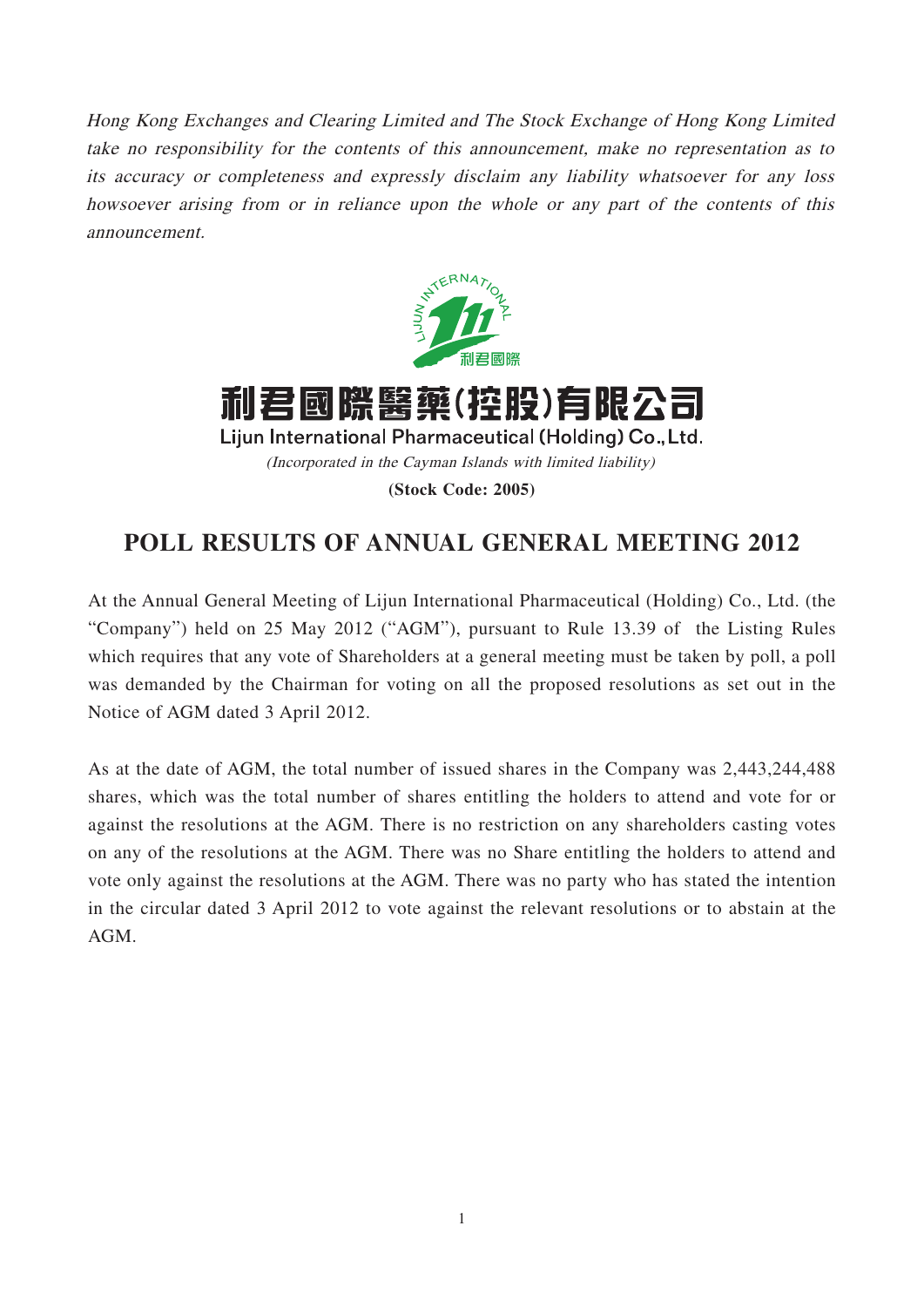*Hong Kong Exchanges and Clearing Limited and The Stock Exchange of Hong Kong Limited take no responsibility for the contents of this announcement, make no representation as to its accuracy or completeness and expressly disclaim any liability whatsoever for any loss howsoever arising from or in reliance upon the whole or any part of the contents of this announcement.*

**利君國際醫藥(控股)有限公司**

**Lijun International Pharmaceutical (Holding) Co., Ltd.**

*(Incorporated in the Cayman Islands with limited liability)*

**(Stock Code: 2005)**

# POLL RESULTS OF ANNUAL GENERAL MEETING 2012

At the Annual General Meeting of Lijun International Pharmaceutical (Holding) Co., Ltd. (the "Company") held on 25 May 2012 ("AGM"), pursuant to Rule 13.39 of the Listing Rules which requires that any vote of Shareholders at a general meeting must be taken by poll, a poll was demanded by the Chairman for voting on all the proposed resolutions as set out in the Notice of AGM dated 3 April 2012.

As at the date of AGM, the total number of issued shares in the Company was 2,443,244,488 shares, which was the total number of shares entitling the holders to attend and vote for or against the resolutions at the AGM. There is no restriction on any shareholders casting votes on any of the resolutions at the AGM. There was no Share entitling the holders to attend and vote only against the resolutions at the AGM. There was no party who has stated the intention in the circular dated 3 April 2012 to vote against the relevant resolutions or to abstain at the AGM.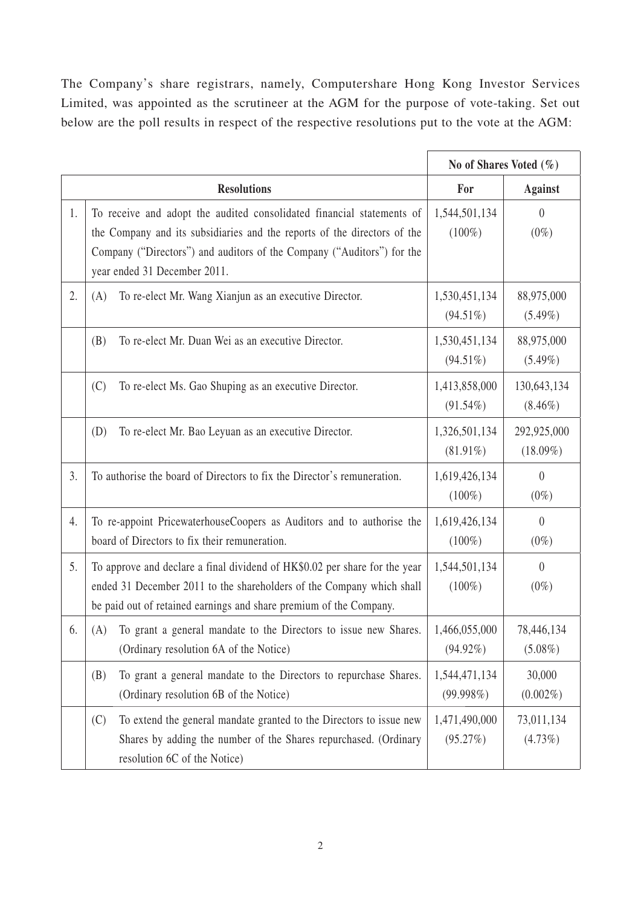The Company's share registrars, namely, Computershare Hong Kong Investor Services Limited, was appointed as the scrutineer at the AGM for the purpose of vote-taking. Set out below are the poll results in respect of the respective resolutions put to the vote at the AGM:

| | Resolutions | No of Shares Voted (%) | |
|---|---|---|---|
| | | **For** | **Against** |
| 1. | To receive and adopt the audited consolidated financial statements of the Company and its subsidiaries and the reports of the directors of the Company ("Directors") and auditors of the Company ("Auditors") for the year ended 31 December 2011. | 1,544,501,134 (100%) | 0 (0%) |
| 2. | (A) To re-elect Mr. Wang Xianjun as an executive Director. | 1,530,451,134 (94.51%) | 88,975,000 (5.49%) |
| | (B) To re-elect Mr. Duan Wei as an executive Director. | 1,530,451,134 (94.51%) | 88,975,000 (5.49%) |
| | (C) To re-elect Ms. Gao Shuping as an executive Director. | 1,413,858,000 (91.54%) | 130,643,134 (8.46%) |
| | (D) To re-elect Mr. Bao Leyuan as an executive Director. | 1,326,501,134 (81.91%) | 292,925,000 (18.09%) |
| 3. | To authorise the board of Directors to fix the Director's remuneration. | 1,619,426,134 (100%) | 0 (0%) |
| 4. | To re-appoint PricewaterhouseCoopers as Auditors and to authorise the board of Directors to fix their remuneration. | 1,619,426,134 (100%) | 0 (0%) |
| 5. | To approve and declare a final dividend of HK$0.02 per share for the year ended 31 December 2011 to the shareholders of the Company which shall be paid out of retained earnings and share premium of the Company. | 1,544,501,134 (100%) | 0 (0%) |
| 6. | (A) To grant a general mandate to the Directors to issue new Shares. (Ordinary resolution 6A of the Notice) | 1,466,055,000 (94.92%) | 78,446,134 (5.08%) |
| | (B) To grant a general mandate to the Directors to repurchase Shares. (Ordinary resolution 6B of the Notice) | 1,544,471,134 (99.998%) | 30,000 (0.002%) |
| | (C) To extend the general mandate granted to the Directors to issue new Shares by adding the number of the Shares repurchased. (Ordinary resolution 6C of the Notice) | 1,471,490,000 (95.27%) | 73,011,134 (4.73%) |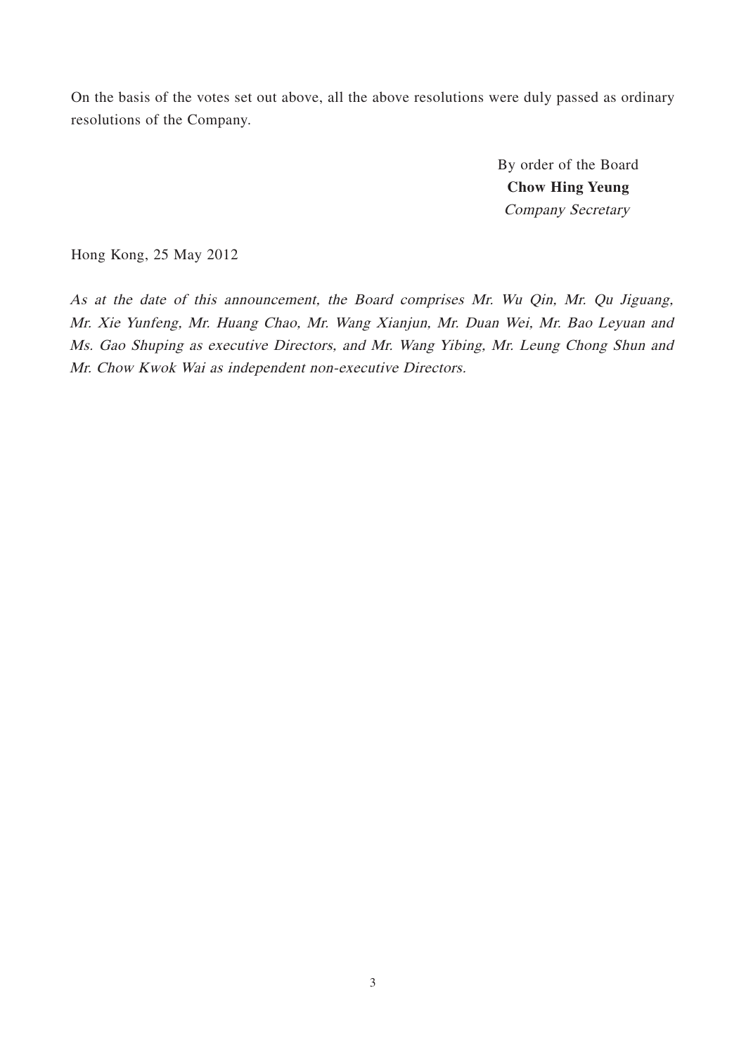On the basis of the votes set out above, all the above resolutions were duly passed as ordinary resolutions of the Company.

By order of the Board
**Chow Hing Yeung**
*Company Secretary*

Hong Kong, 25 May 2012

*As at the date of this announcement, the Board comprises Mr. Wu Qin, Mr. Qu Jiguang, Mr. Xie Yunfeng, Mr. Huang Chao, Mr. Wang Xianjun, Mr. Duan Wei, Mr. Bao Leyuan and Ms. Gao Shuping as executive Directors, and Mr. Wang Yibing, Mr. Leung Chong Shun and Mr. Chow Kwok Wai as independent non-executive Directors.*